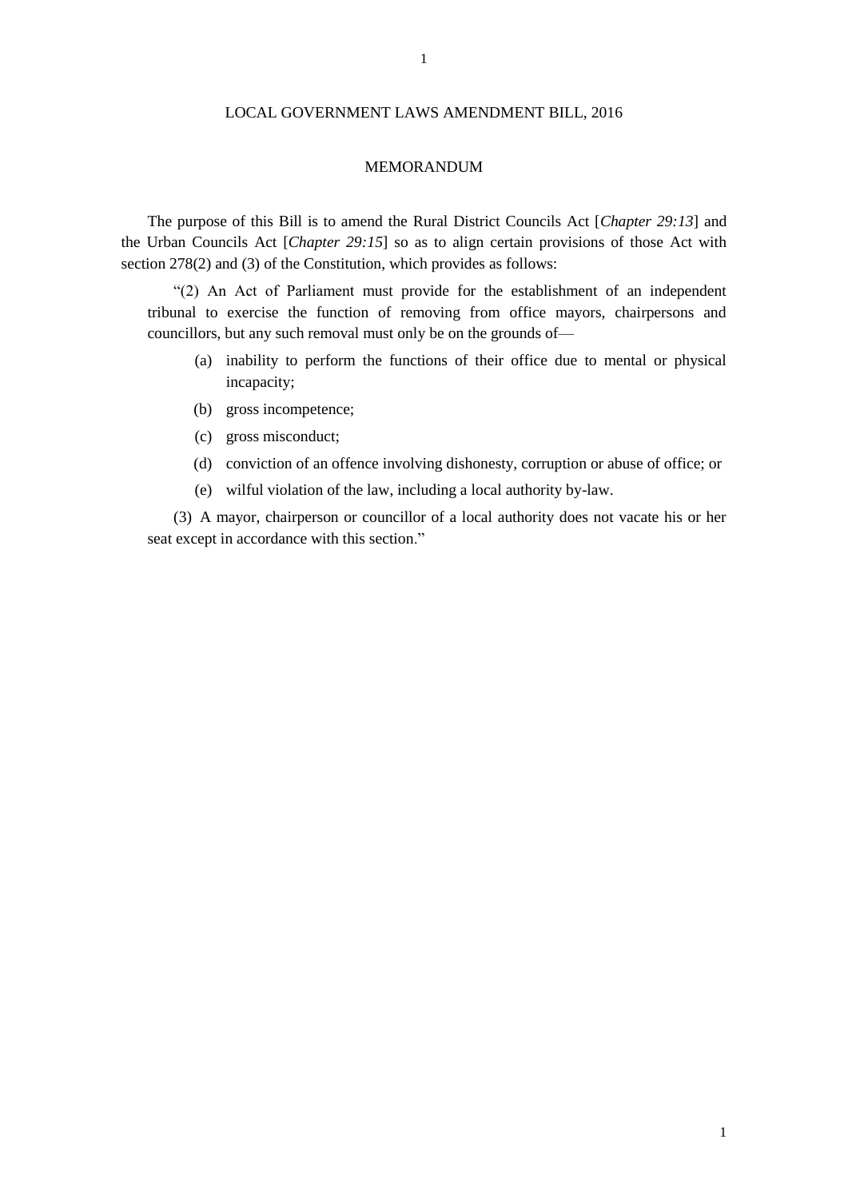# LOCAL GOVERNMENT LAWS AMENDMENT BILL, 2016

## MEMORANDUM

The purpose of this Bill is to amend the Rural District Councils Act [*Chapter 29:13*] and the Urban Councils Act [*Chapter 29:15*] so as to align certain provisions of those Act with section 278(2) and (3) of the Constitution, which provides as follows:

> "(2) An Act of Parliament must provide for the establishment of an independent tribunal to exercise the function of removing from office mayors, chairpersons and councillors, but any such removal must only be on the grounds of—
>
> (a) inability to perform the functions of their office due to mental or physical incapacity;
>
> (b) gross incompetence;
>
> (c) gross misconduct;
>
> (d) conviction of an offence involving dishonesty, corruption or abuse of office; or
>
> (e) wilful violation of the law, including a local authority by-law.
>
> (3) A mayor, chairperson or councillor of a local authority does not vacate his or her seat except in accordance with this section."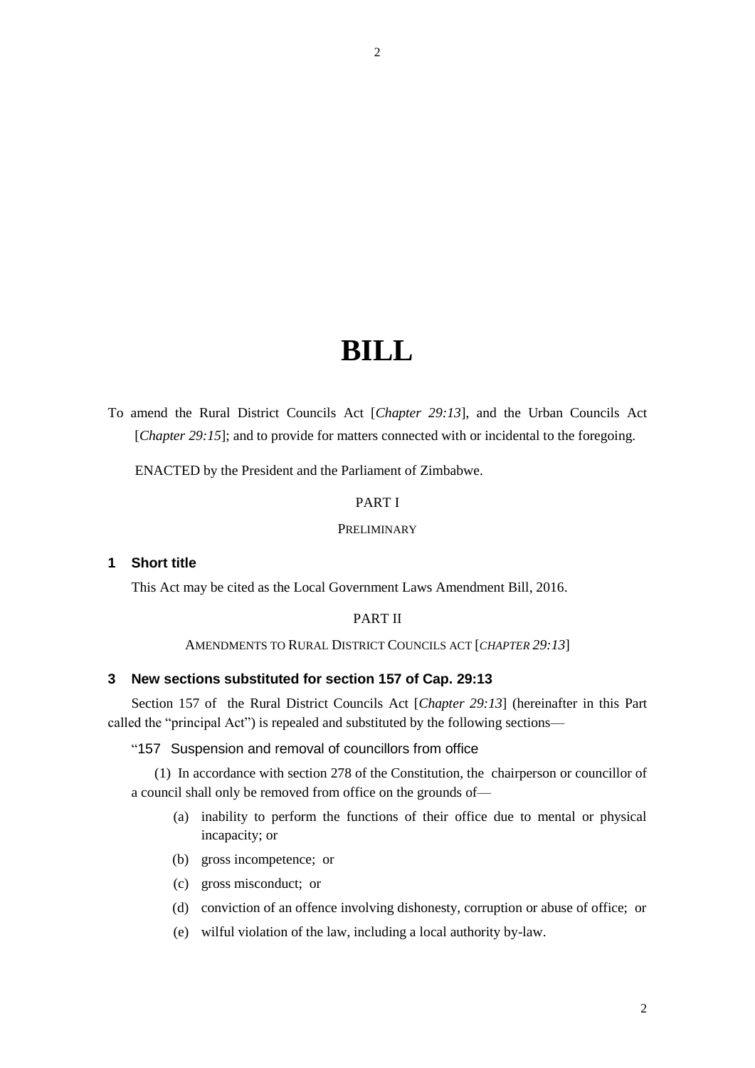# BILL

To amend the Rural District Councils Act [*Chapter 29:13*], and the Urban Councils Act [*Chapter 29:15*]; and to provide for matters connected with or incidental to the foregoing.

ENACTED by the President and the Parliament of Zimbabwe.

PART I

PRELIMINARY

### 1 Short title

This Act may be cited as the Local Government Laws Amendment Bill, 2016.

PART II

AMENDMENTS TO RURAL DISTRICT COUNCILS ACT [*CHAPTER 29:13*]

### 3 New sections substituted for section 157 of Cap. 29:13

Section 157 of the Rural District Councils Act [*Chapter 29:13*] (hereinafter in this Part called the "principal Act") is repealed and substituted by the following sections—

"157 Suspension and removal of councillors from office

(1) In accordance with section 278 of the Constitution, the chairperson or councillor of a council shall only be removed from office on the grounds of—

(a) inability to perform the functions of their office due to mental or physical incapacity; or

(b) gross incompetence; or

(c) gross misconduct; or

(d) conviction of an offence involving dishonesty, corruption or abuse of office; or

(e) wilful violation of the law, including a local authority by-law.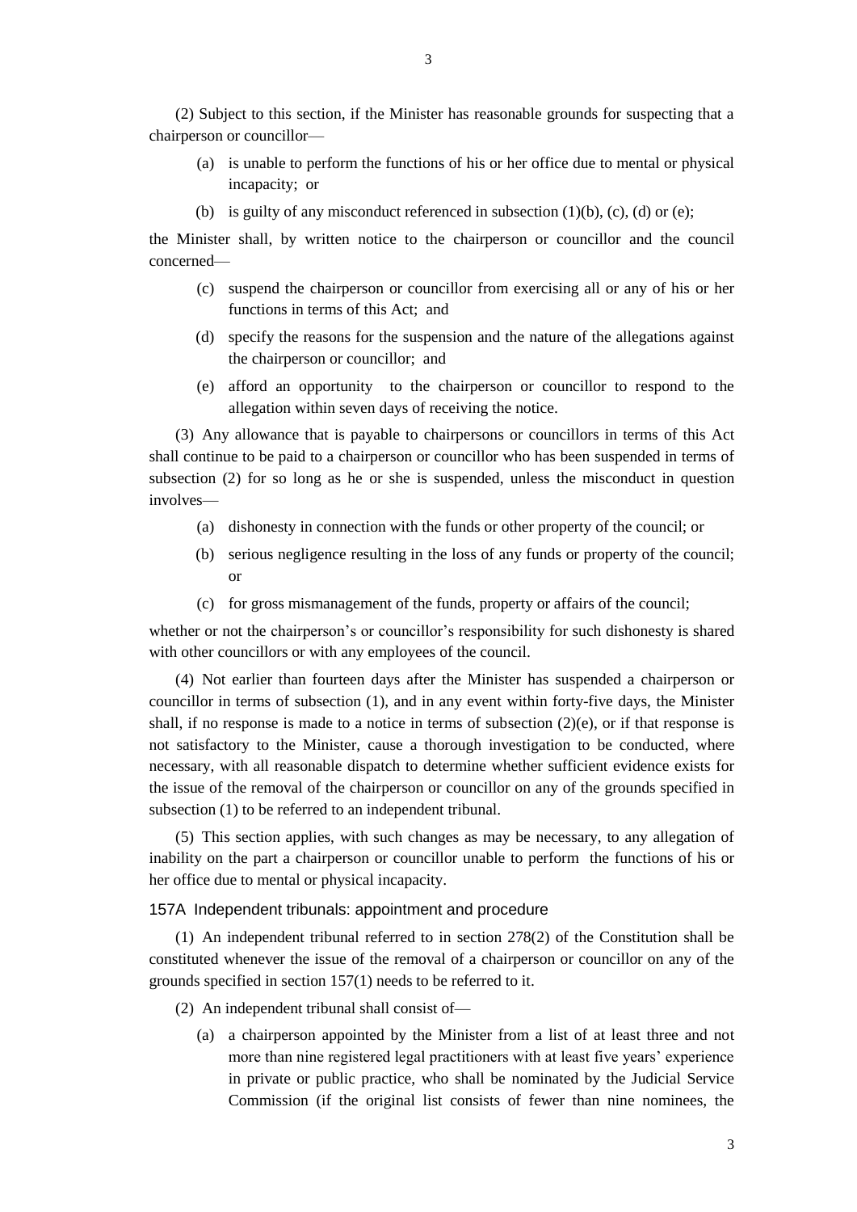(2) Subject to this section, if the Minister has reasonable grounds for suspecting that a chairperson or councillor—

(a) is unable to perform the functions of his or her office due to mental or physical incapacity; or

(b) is guilty of any misconduct referenced in subsection (1)(b), (c), (d) or (e);

the Minister shall, by written notice to the chairperson or councillor and the council concerned—

(c) suspend the chairperson or councillor from exercising all or any of his or her functions in terms of this Act; and

(d) specify the reasons for the suspension and the nature of the allegations against the chairperson or councillor; and

(e) afford an opportunity to the chairperson or councillor to respond to the allegation within seven days of receiving the notice.

(3) Any allowance that is payable to chairpersons or councillors in terms of this Act shall continue to be paid to a chairperson or councillor who has been suspended in terms of subsection (2) for so long as he or she is suspended, unless the misconduct in question involves—

(a) dishonesty in connection with the funds or other property of the council; or

(b) serious negligence resulting in the loss of any funds or property of the council; or

(c) for gross mismanagement of the funds, property or affairs of the council;

whether or not the chairperson's or councillor's responsibility for such dishonesty is shared with other councillors or with any employees of the council.

(4) Not earlier than fourteen days after the Minister has suspended a chairperson or councillor in terms of subsection (1), and in any event within forty-five days, the Minister shall, if no response is made to a notice in terms of subsection (2)(e), or if that response is not satisfactory to the Minister, cause a thorough investigation to be conducted, where necessary, with all reasonable dispatch to determine whether sufficient evidence exists for the issue of the removal of the chairperson or councillor on any of the grounds specified in subsection (1) to be referred to an independent tribunal.

(5) This section applies, with such changes as may be necessary, to any allegation of inability on the part a chairperson or councillor unable to perform the functions of his or her office due to mental or physical incapacity.

157A Independent tribunals: appointment and procedure

(1) An independent tribunal referred to in section 278(2) of the Constitution shall be constituted whenever the issue of the removal of a chairperson or councillor on any of the grounds specified in section 157(1) needs to be referred to it.

(2) An independent tribunal shall consist of—

(a) a chairperson appointed by the Minister from a list of at least three and not more than nine registered legal practitioners with at least five years' experience in private or public practice, who shall be nominated by the Judicial Service Commission (if the original list consists of fewer than nine nominees, the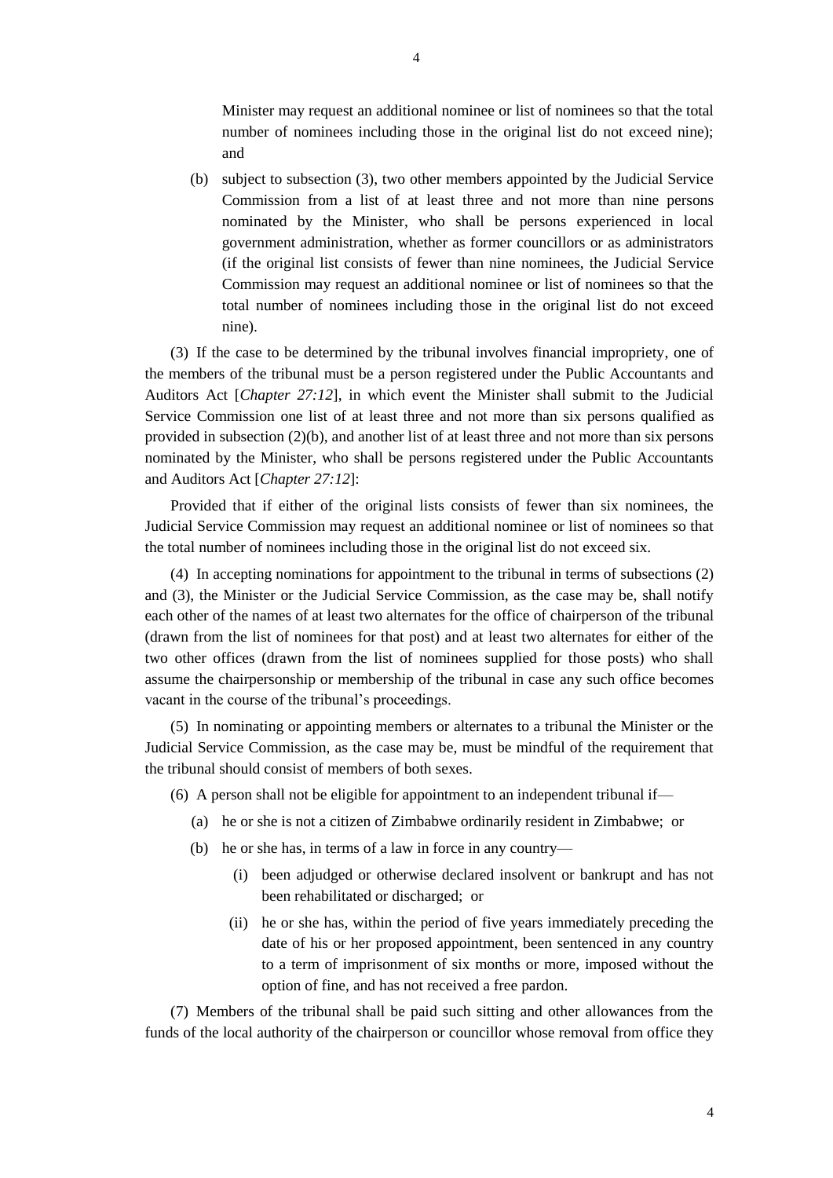Minister may request an additional nominee or list of nominees so that the total number of nominees including those in the original list do not exceed nine); and

(b) subject to subsection (3), two other members appointed by the Judicial Service Commission from a list of at least three and not more than nine persons nominated by the Minister, who shall be persons experienced in local government administration, whether as former councillors or as administrators (if the original list consists of fewer than nine nominees, the Judicial Service Commission may request an additional nominee or list of nominees so that the total number of nominees including those in the original list do not exceed nine).

(3) If the case to be determined by the tribunal involves financial impropriety, one of the members of the tribunal must be a person registered under the Public Accountants and Auditors Act [*Chapter 27:12*], in which event the Minister shall submit to the Judicial Service Commission one list of at least three and not more than six persons qualified as provided in subsection (2)(b), and another list of at least three and not more than six persons nominated by the Minister, who shall be persons registered under the Public Accountants and Auditors Act [*Chapter 27:12*]:

Provided that if either of the original lists consists of fewer than six nominees, the Judicial Service Commission may request an additional nominee or list of nominees so that the total number of nominees including those in the original list do not exceed six.

(4) In accepting nominations for appointment to the tribunal in terms of subsections (2) and (3), the Minister or the Judicial Service Commission, as the case may be, shall notify each other of the names of at least two alternates for the office of chairperson of the tribunal (drawn from the list of nominees for that post) and at least two alternates for either of the two other offices (drawn from the list of nominees supplied for those posts) who shall assume the chairpersonship or membership of the tribunal in case any such office becomes vacant in the course of the tribunal's proceedings.

(5) In nominating or appointing members or alternates to a tribunal the Minister or the Judicial Service Commission, as the case may be, must be mindful of the requirement that the tribunal should consist of members of both sexes.

(6) A person shall not be eligible for appointment to an independent tribunal if—

(a) he or she is not a citizen of Zimbabwe ordinarily resident in Zimbabwe; or

(b) he or she has, in terms of a law in force in any country—

(i) been adjudged or otherwise declared insolvent or bankrupt and has not been rehabilitated or discharged; or

(ii) he or she has, within the period of five years immediately preceding the date of his or her proposed appointment, been sentenced in any country to a term of imprisonment of six months or more, imposed without the option of fine, and has not received a free pardon.

(7) Members of the tribunal shall be paid such sitting and other allowances from the funds of the local authority of the chairperson or councillor whose removal from office they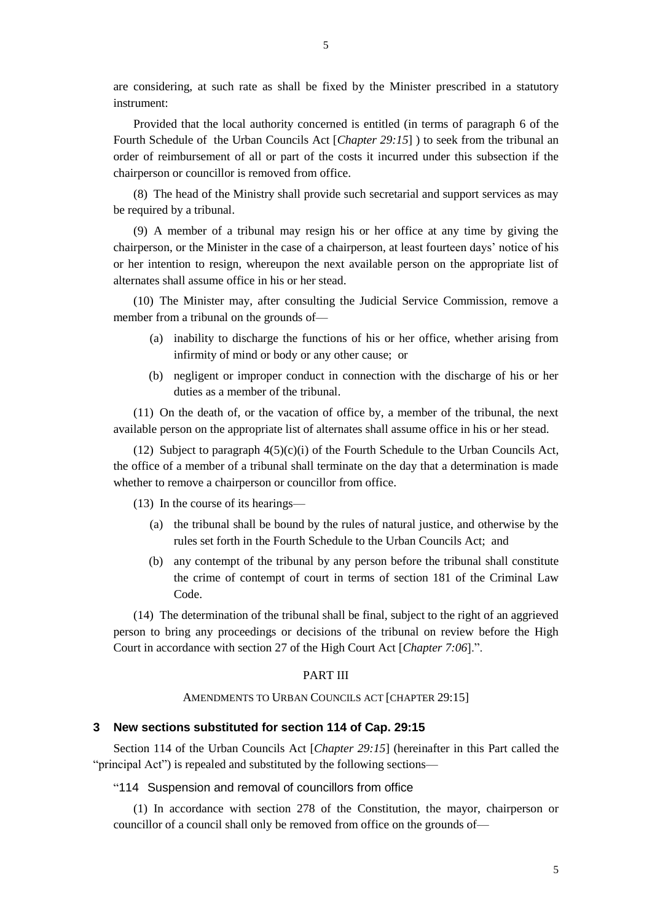are considering, at such rate as shall be fixed by the Minister prescribed in a statutory instrument:

Provided that the local authority concerned is entitled (in terms of paragraph 6 of the Fourth Schedule of the Urban Councils Act [*Chapter 29:15*] ) to seek from the tribunal an order of reimbursement of all or part of the costs it incurred under this subsection if the chairperson or councillor is removed from office.

(8) The head of the Ministry shall provide such secretarial and support services as may be required by a tribunal.

(9) A member of a tribunal may resign his or her office at any time by giving the chairperson, or the Minister in the case of a chairperson, at least fourteen days' notice of his or her intention to resign, whereupon the next available person on the appropriate list of alternates shall assume office in his or her stead.

(10) The Minister may, after consulting the Judicial Service Commission, remove a member from a tribunal on the grounds of—

(a) inability to discharge the functions of his or her office, whether arising from infirmity of mind or body or any other cause; or

(b) negligent or improper conduct in connection with the discharge of his or her duties as a member of the tribunal.

(11) On the death of, or the vacation of office by, a member of the tribunal, the next available person on the appropriate list of alternates shall assume office in his or her stead.

(12) Subject to paragraph 4(5)(c)(i) of the Fourth Schedule to the Urban Councils Act, the office of a member of a tribunal shall terminate on the day that a determination is made whether to remove a chairperson or councillor from office.

(13) In the course of its hearings—

(a) the tribunal shall be bound by the rules of natural justice, and otherwise by the rules set forth in the Fourth Schedule to the Urban Councils Act; and

(b) any contempt of the tribunal by any person before the tribunal shall constitute the crime of contempt of court in terms of section 181 of the Criminal Law Code.

(14) The determination of the tribunal shall be final, subject to the right of an aggrieved person to bring any proceedings or decisions of the tribunal on review before the High Court in accordance with section 27 of the High Court Act [*Chapter 7:06*].".

PART III

AMENDMENTS TO URBAN COUNCILS ACT [CHAPTER 29:15]

### 3 New sections substituted for section 114 of Cap. 29:15

Section 114 of the Urban Councils Act [*Chapter 29:15*] (hereinafter in this Part called the "principal Act") is repealed and substituted by the following sections—

"114 Suspension and removal of councillors from office

(1) In accordance with section 278 of the Constitution, the mayor, chairperson or councillor of a council shall only be removed from office on the grounds of—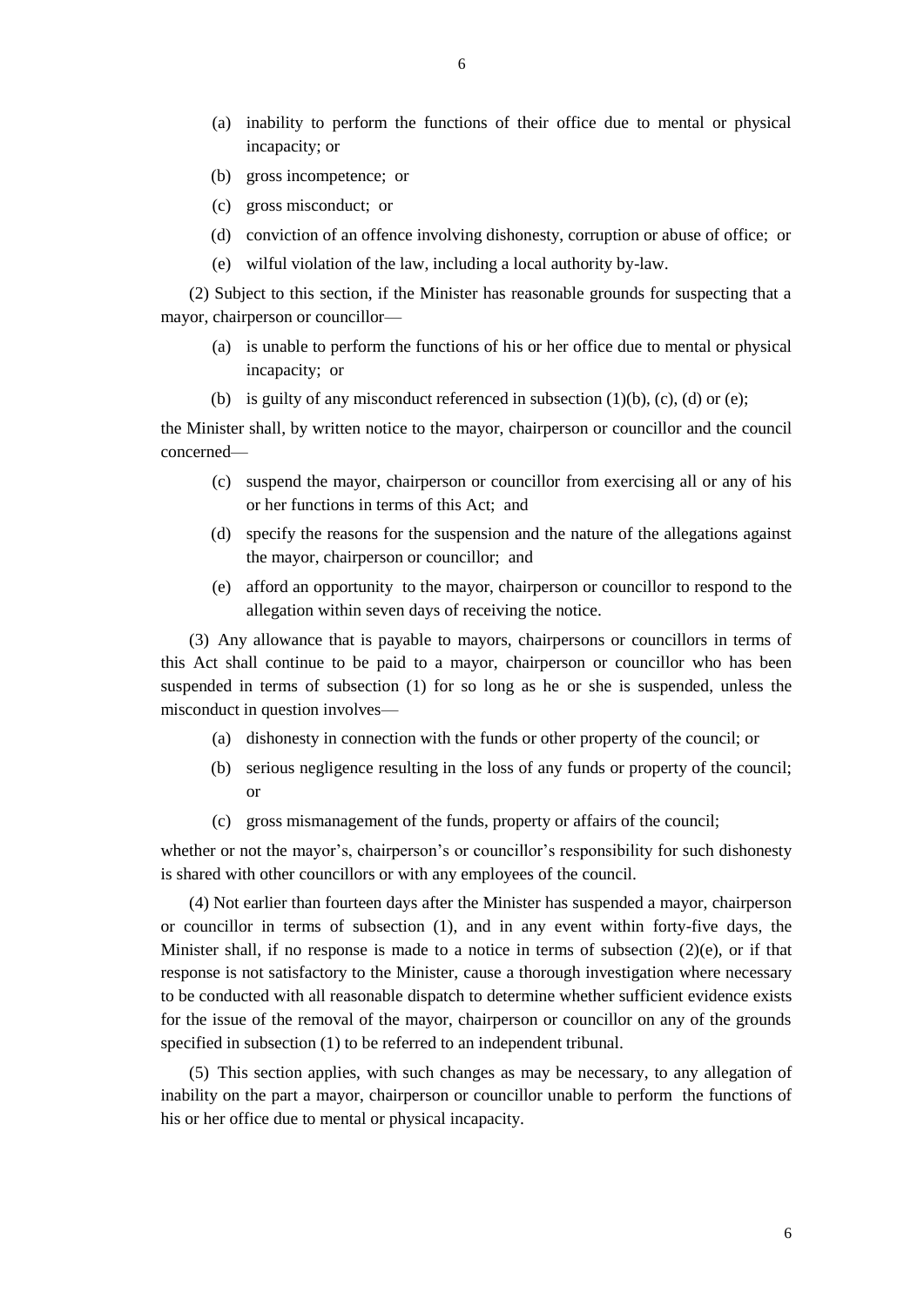(a) inability to perform the functions of their office due to mental or physical incapacity; or

(b) gross incompetence; or

(c) gross misconduct; or

(d) conviction of an offence involving dishonesty, corruption or abuse of office; or

(e) wilful violation of the law, including a local authority by-law.

(2) Subject to this section, if the Minister has reasonable grounds for suspecting that a mayor, chairperson or councillor—

(a) is unable to perform the functions of his or her office due to mental or physical incapacity; or

(b) is guilty of any misconduct referenced in subsection (1)(b), (c), (d) or (e);

the Minister shall, by written notice to the mayor, chairperson or councillor and the council concerned—

(c) suspend the mayor, chairperson or councillor from exercising all or any of his or her functions in terms of this Act; and

(d) specify the reasons for the suspension and the nature of the allegations against the mayor, chairperson or councillor; and

(e) afford an opportunity to the mayor, chairperson or councillor to respond to the allegation within seven days of receiving the notice.

(3) Any allowance that is payable to mayors, chairpersons or councillors in terms of this Act shall continue to be paid to a mayor, chairperson or councillor who has been suspended in terms of subsection (1) for so long as he or she is suspended, unless the misconduct in question involves—

(a) dishonesty in connection with the funds or other property of the council; or

(b) serious negligence resulting in the loss of any funds or property of the council; or

(c) gross mismanagement of the funds, property or affairs of the council;

whether or not the mayor's, chairperson's or councillor's responsibility for such dishonesty is shared with other councillors or with any employees of the council.

(4) Not earlier than fourteen days after the Minister has suspended a mayor, chairperson or councillor in terms of subsection (1), and in any event within forty-five days, the Minister shall, if no response is made to a notice in terms of subsection (2)(e), or if that response is not satisfactory to the Minister, cause a thorough investigation where necessary to be conducted with all reasonable dispatch to determine whether sufficient evidence exists for the issue of the removal of the mayor, chairperson or councillor on any of the grounds specified in subsection (1) to be referred to an independent tribunal.

(5) This section applies, with such changes as may be necessary, to any allegation of inability on the part a mayor, chairperson or councillor unable to perform the functions of his or her office due to mental or physical incapacity.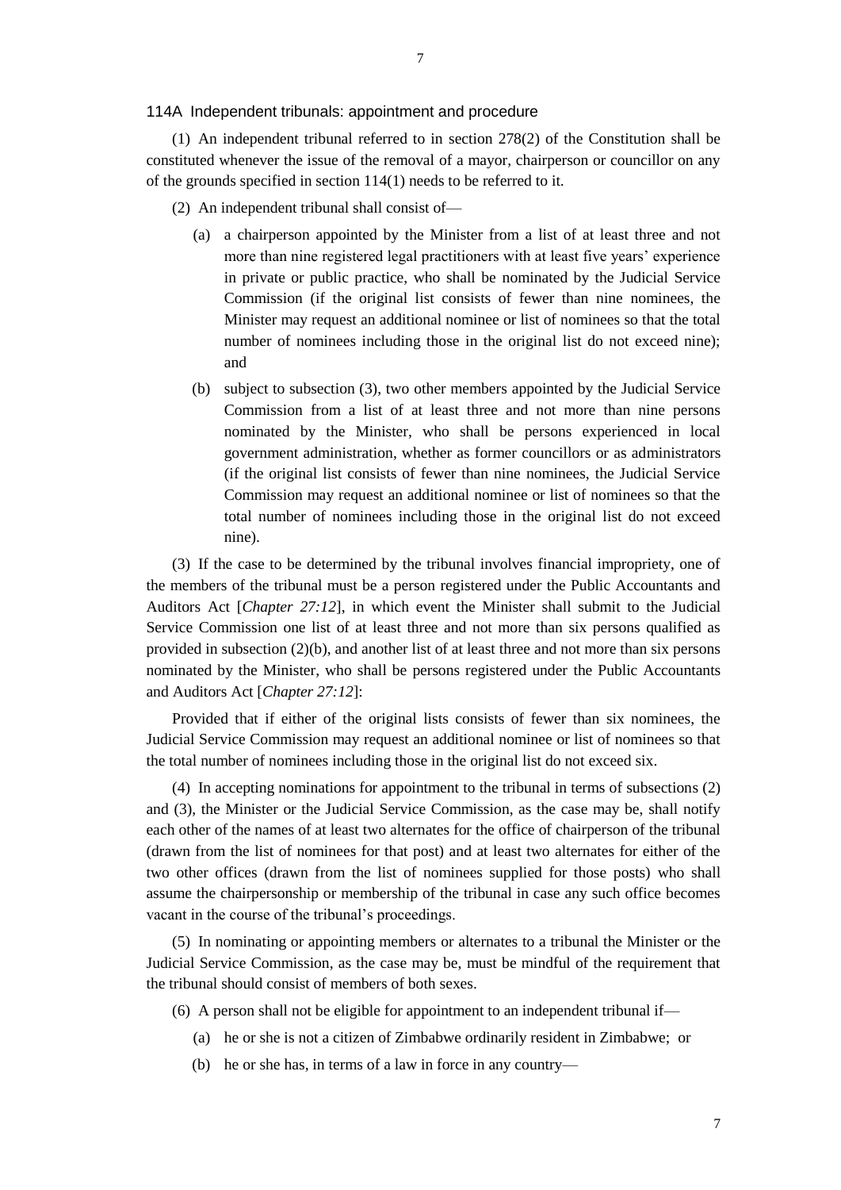### 114A Independent tribunals: appointment and procedure

(1) An independent tribunal referred to in section 278(2) of the Constitution shall be constituted whenever the issue of the removal of a mayor, chairperson or councillor on any of the grounds specified in section 114(1) needs to be referred to it.

(2) An independent tribunal shall consist of—

(a) a chairperson appointed by the Minister from a list of at least three and not more than nine registered legal practitioners with at least five years' experience in private or public practice, who shall be nominated by the Judicial Service Commission (if the original list consists of fewer than nine nominees, the Minister may request an additional nominee or list of nominees so that the total number of nominees including those in the original list do not exceed nine); and

(b) subject to subsection (3), two other members appointed by the Judicial Service Commission from a list of at least three and not more than nine persons nominated by the Minister, who shall be persons experienced in local government administration, whether as former councillors or as administrators (if the original list consists of fewer than nine nominees, the Judicial Service Commission may request an additional nominee or list of nominees so that the total number of nominees including those in the original list do not exceed nine).

(3) If the case to be determined by the tribunal involves financial impropriety, one of the members of the tribunal must be a person registered under the Public Accountants and Auditors Act [*Chapter 27:12*], in which event the Minister shall submit to the Judicial Service Commission one list of at least three and not more than six persons qualified as provided in subsection (2)(b), and another list of at least three and not more than six persons nominated by the Minister, who shall be persons registered under the Public Accountants and Auditors Act [*Chapter 27:12*]:

Provided that if either of the original lists consists of fewer than six nominees, the Judicial Service Commission may request an additional nominee or list of nominees so that the total number of nominees including those in the original list do not exceed six.

(4) In accepting nominations for appointment to the tribunal in terms of subsections (2) and (3), the Minister or the Judicial Service Commission, as the case may be, shall notify each other of the names of at least two alternates for the office of chairperson of the tribunal (drawn from the list of nominees for that post) and at least two alternates for either of the two other offices (drawn from the list of nominees supplied for those posts) who shall assume the chairpersonship or membership of the tribunal in case any such office becomes vacant in the course of the tribunal's proceedings.

(5) In nominating or appointing members or alternates to a tribunal the Minister or the Judicial Service Commission, as the case may be, must be mindful of the requirement that the tribunal should consist of members of both sexes.

(6) A person shall not be eligible for appointment to an independent tribunal if—

(a) he or she is not a citizen of Zimbabwe ordinarily resident in Zimbabwe; or

(b) he or she has, in terms of a law in force in any country—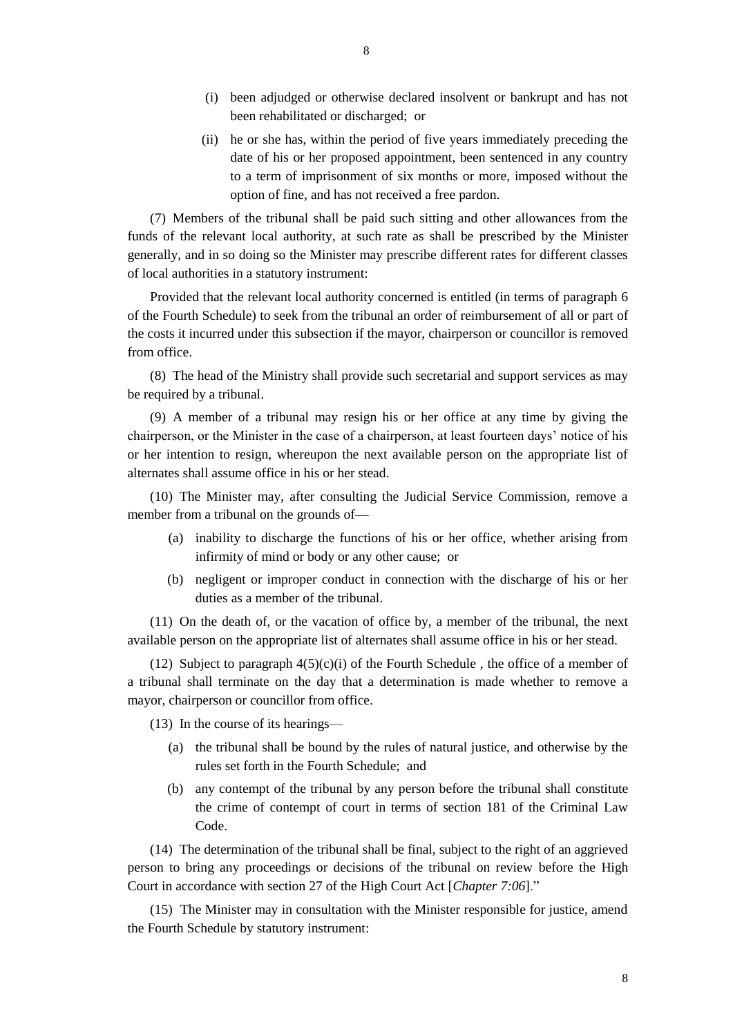(i) been adjudged or otherwise declared insolvent or bankrupt and has not been rehabilitated or discharged; or

(ii) he or she has, within the period of five years immediately preceding the date of his or her proposed appointment, been sentenced in any country to a term of imprisonment of six months or more, imposed without the option of fine, and has not received a free pardon.

(7) Members of the tribunal shall be paid such sitting and other allowances from the funds of the relevant local authority, at such rate as shall be prescribed by the Minister generally, and in so doing so the Minister may prescribe different rates for different classes of local authorities in a statutory instrument:

Provided that the relevant local authority concerned is entitled (in terms of paragraph 6 of the Fourth Schedule) to seek from the tribunal an order of reimbursement of all or part of the costs it incurred under this subsection if the mayor, chairperson or councillor is removed from office.

(8) The head of the Ministry shall provide such secretarial and support services as may be required by a tribunal.

(9) A member of a tribunal may resign his or her office at any time by giving the chairperson, or the Minister in the case of a chairperson, at least fourteen days' notice of his or her intention to resign, whereupon the next available person on the appropriate list of alternates shall assume office in his or her stead.

(10) The Minister may, after consulting the Judicial Service Commission, remove a member from a tribunal on the grounds of—

(a) inability to discharge the functions of his or her office, whether arising from infirmity of mind or body or any other cause; or

(b) negligent or improper conduct in connection with the discharge of his or her duties as a member of the tribunal.

(11) On the death of, or the vacation of office by, a member of the tribunal, the next available person on the appropriate list of alternates shall assume office in his or her stead.

(12) Subject to paragraph 4(5)(c)(i) of the Fourth Schedule , the office of a member of a tribunal shall terminate on the day that a determination is made whether to remove a mayor, chairperson or councillor from office.

(13) In the course of its hearings—

(a) the tribunal shall be bound by the rules of natural justice, and otherwise by the rules set forth in the Fourth Schedule; and

(b) any contempt of the tribunal by any person before the tribunal shall constitute the crime of contempt of court in terms of section 181 of the Criminal Law Code.

(14) The determination of the tribunal shall be final, subject to the right of an aggrieved person to bring any proceedings or decisions of the tribunal on review before the High Court in accordance with section 27 of the High Court Act [*Chapter 7:06*]."

(15) The Minister may in consultation with the Minister responsible for justice, amend the Fourth Schedule by statutory instrument: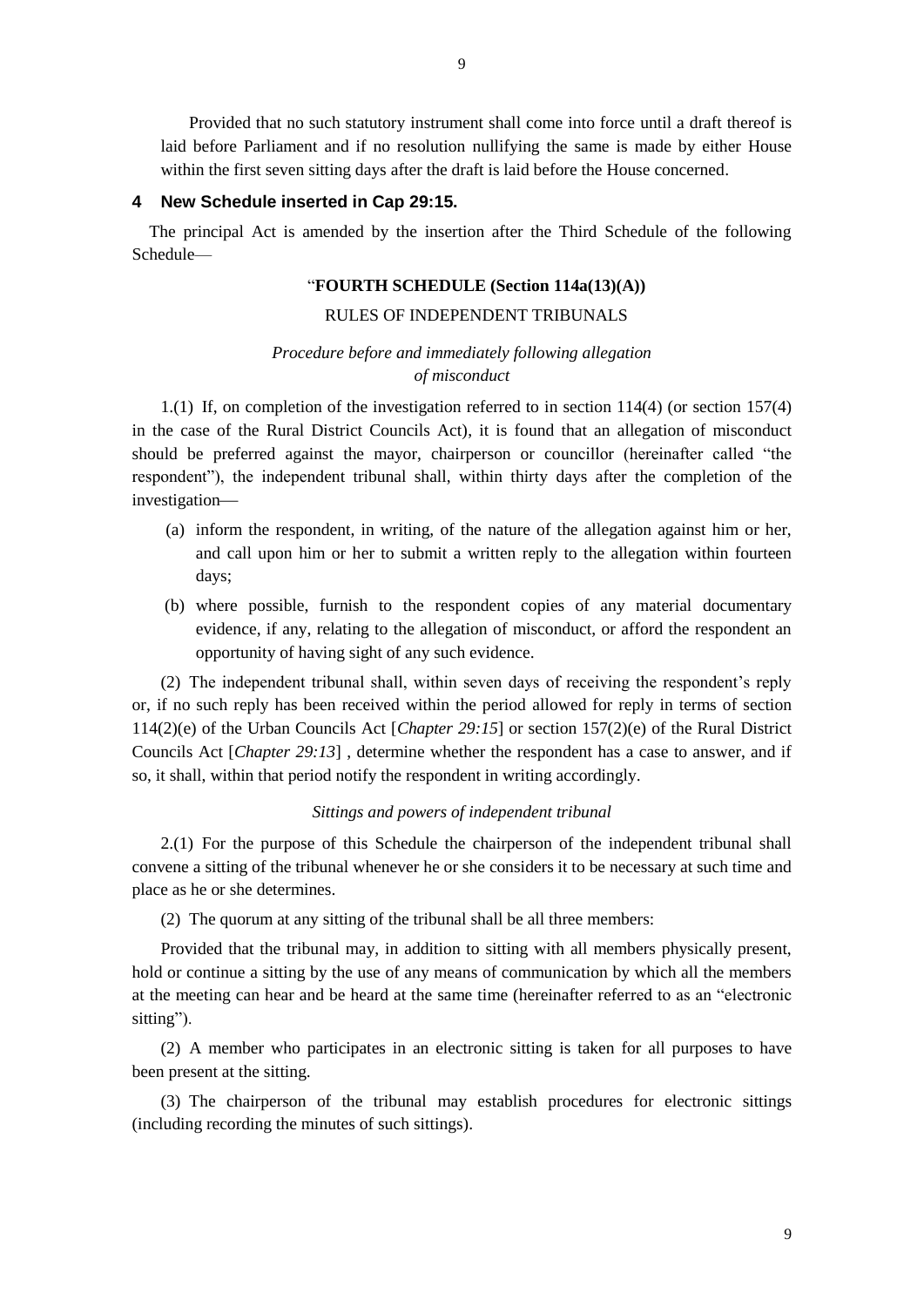Provided that no such statutory instrument shall come into force until a draft thereof is laid before Parliament and if no resolution nullifying the same is made by either House within the first seven sitting days after the draft is laid before the House concerned.

### 4 New Schedule inserted in Cap 29:15.

The principal Act is amended by the insertion after the Third Schedule of the following Schedule—

"**FOURTH SCHEDULE (Section 114a(13)(A))**

RULES OF INDEPENDENT TRIBUNALS

*Procedure before and immediately following allegation of misconduct*

1.(1) If, on completion of the investigation referred to in section 114(4) (or section 157(4) in the case of the Rural District Councils Act), it is found that an allegation of misconduct should be preferred against the mayor, chairperson or councillor (hereinafter called "the respondent"), the independent tribunal shall, within thirty days after the completion of the investigation—

(a) inform the respondent, in writing, of the nature of the allegation against him or her, and call upon him or her to submit a written reply to the allegation within fourteen days;

(b) where possible, furnish to the respondent copies of any material documentary evidence, if any, relating to the allegation of misconduct, or afford the respondent an opportunity of having sight of any such evidence.

(2) The independent tribunal shall, within seven days of receiving the respondent's reply or, if no such reply has been received within the period allowed for reply in terms of section 114(2)(e) of the Urban Councils Act [*Chapter 29:15*] or section 157(2)(e) of the Rural District Councils Act [*Chapter 29:13*] , determine whether the respondent has a case to answer, and if so, it shall, within that period notify the respondent in writing accordingly.

*Sittings and powers of independent tribunal*

2.(1) For the purpose of this Schedule the chairperson of the independent tribunal shall convene a sitting of the tribunal whenever he or she considers it to be necessary at such time and place as he or she determines.

(2) The quorum at any sitting of the tribunal shall be all three members:

Provided that the tribunal may, in addition to sitting with all members physically present, hold or continue a sitting by the use of any means of communication by which all the members at the meeting can hear and be heard at the same time (hereinafter referred to as an "electronic sitting").

(2) A member who participates in an electronic sitting is taken for all purposes to have been present at the sitting.

(3) The chairperson of the tribunal may establish procedures for electronic sittings (including recording the minutes of such sittings).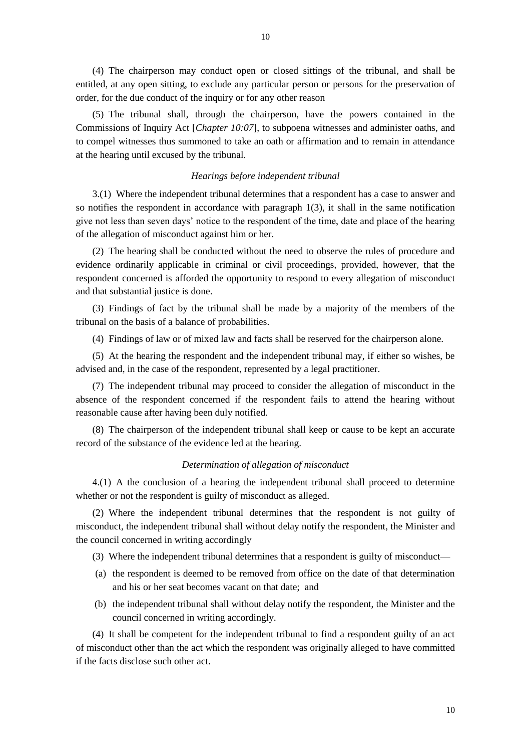(4) The chairperson may conduct open or closed sittings of the tribunal, and shall be entitled, at any open sitting, to exclude any particular person or persons for the preservation of order, for the due conduct of the inquiry or for any other reason

(5) The tribunal shall, through the chairperson, have the powers contained in the Commissions of Inquiry Act [*Chapter 10:07*], to subpoena witnesses and administer oaths, and to compel witnesses thus summoned to take an oath or affirmation and to remain in attendance at the hearing until excused by the tribunal.

*Hearings before independent tribunal*

3.(1) Where the independent tribunal determines that a respondent has a case to answer and so notifies the respondent in accordance with paragraph 1(3), it shall in the same notification give not less than seven days' notice to the respondent of the time, date and place of the hearing of the allegation of misconduct against him or her.

(2) The hearing shall be conducted without the need to observe the rules of procedure and evidence ordinarily applicable in criminal or civil proceedings, provided, however, that the respondent concerned is afforded the opportunity to respond to every allegation of misconduct and that substantial justice is done.

(3) Findings of fact by the tribunal shall be made by a majority of the members of the tribunal on the basis of a balance of probabilities.

(4) Findings of law or of mixed law and facts shall be reserved for the chairperson alone.

(5) At the hearing the respondent and the independent tribunal may, if either so wishes, be advised and, in the case of the respondent, represented by a legal practitioner.

(7) The independent tribunal may proceed to consider the allegation of misconduct in the absence of the respondent concerned if the respondent fails to attend the hearing without reasonable cause after having been duly notified.

(8) The chairperson of the independent tribunal shall keep or cause to be kept an accurate record of the substance of the evidence led at the hearing.

*Determination of allegation of misconduct*

4.(1) A the conclusion of a hearing the independent tribunal shall proceed to determine whether or not the respondent is guilty of misconduct as alleged.

(2) Where the independent tribunal determines that the respondent is not guilty of misconduct, the independent tribunal shall without delay notify the respondent, the Minister and the council concerned in writing accordingly

(3) Where the independent tribunal determines that a respondent is guilty of misconduct—

(a) the respondent is deemed to be removed from office on the date of that determination and his or her seat becomes vacant on that date; and

(b) the independent tribunal shall without delay notify the respondent, the Minister and the council concerned in writing accordingly.

(4) It shall be competent for the independent tribunal to find a respondent guilty of an act of misconduct other than the act which the respondent was originally alleged to have committed if the facts disclose such other act.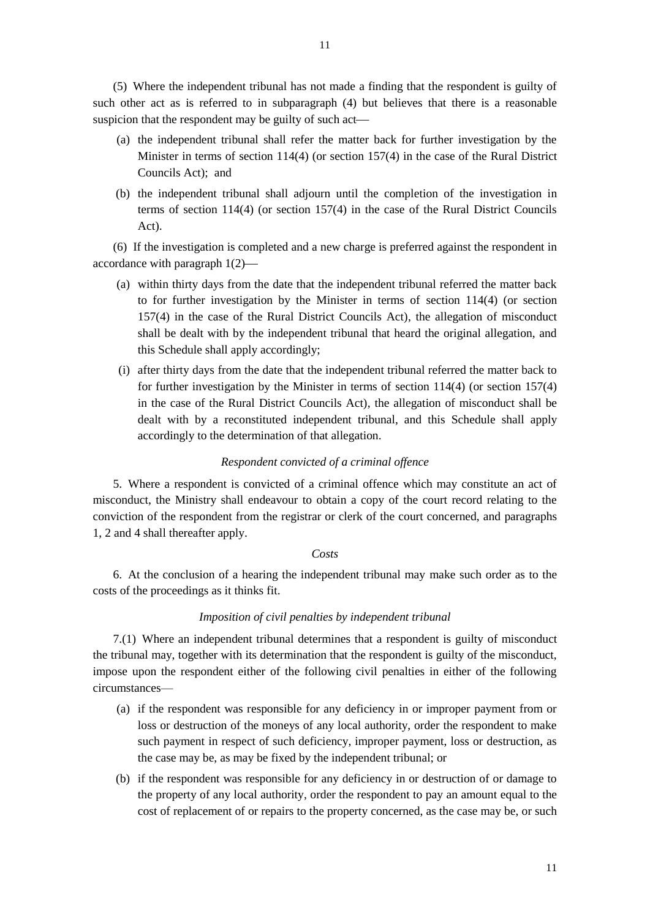(5) Where the independent tribunal has not made a finding that the respondent is guilty of such other act as is referred to in subparagraph (4) but believes that there is a reasonable suspicion that the respondent may be guilty of such act—

(a) the independent tribunal shall refer the matter back for further investigation by the Minister in terms of section 114(4) (or section 157(4) in the case of the Rural District Councils Act); and

(b) the independent tribunal shall adjourn until the completion of the investigation in terms of section 114(4) (or section 157(4) in the case of the Rural District Councils Act).

(6) If the investigation is completed and a new charge is preferred against the respondent in accordance with paragraph 1(2)—

(a) within thirty days from the date that the independent tribunal referred the matter back to for further investigation by the Minister in terms of section 114(4) (or section 157(4) in the case of the Rural District Councils Act), the allegation of misconduct shall be dealt with by the independent tribunal that heard the original allegation, and this Schedule shall apply accordingly;

(i) after thirty days from the date that the independent tribunal referred the matter back to for further investigation by the Minister in terms of section 114(4) (or section 157(4) in the case of the Rural District Councils Act), the allegation of misconduct shall be dealt with by a reconstituted independent tribunal, and this Schedule shall apply accordingly to the determination of that allegation.

*Respondent convicted of a criminal offence*

5. Where a respondent is convicted of a criminal offence which may constitute an act of misconduct, the Ministry shall endeavour to obtain a copy of the court record relating to the conviction of the respondent from the registrar or clerk of the court concerned, and paragraphs 1, 2 and 4 shall thereafter apply.

*Costs*

6. At the conclusion of a hearing the independent tribunal may make such order as to the costs of the proceedings as it thinks fit.

*Imposition of civil penalties by independent tribunal*

7.(1) Where an independent tribunal determines that a respondent is guilty of misconduct the tribunal may, together with its determination that the respondent is guilty of the misconduct, impose upon the respondent either of the following civil penalties in either of the following circumstances—

(a) if the respondent was responsible for any deficiency in or improper payment from or loss or destruction of the moneys of any local authority, order the respondent to make such payment in respect of such deficiency, improper payment, loss or destruction, as the case may be, as may be fixed by the independent tribunal; or

(b) if the respondent was responsible for any deficiency in or destruction of or damage to the property of any local authority, order the respondent to pay an amount equal to the cost of replacement of or repairs to the property concerned, as the case may be, or such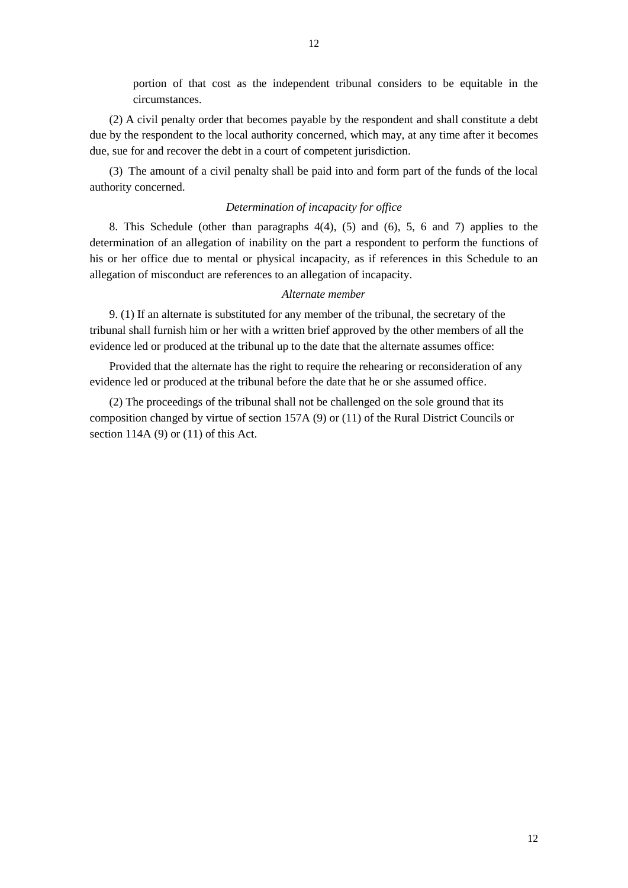portion of that cost as the independent tribunal considers to be equitable in the circumstances.

(2) A civil penalty order that becomes payable by the respondent and shall constitute a debt due by the respondent to the local authority concerned, which may, at any time after it becomes due, sue for and recover the debt in a court of competent jurisdiction.

(3) The amount of a civil penalty shall be paid into and form part of the funds of the local authority concerned.

*Determination of incapacity for office*

8. This Schedule (other than paragraphs 4(4), (5) and (6), 5, 6 and 7) applies to the determination of an allegation of inability on the part a respondent to perform the functions of his or her office due to mental or physical incapacity, as if references in this Schedule to an allegation of misconduct are references to an allegation of incapacity.

*Alternate member*

9. (1) If an alternate is substituted for any member of the tribunal, the secretary of the tribunal shall furnish him or her with a written brief approved by the other members of all the evidence led or produced at the tribunal up to the date that the alternate assumes office:

Provided that the alternate has the right to require the rehearing or reconsideration of any evidence led or produced at the tribunal before the date that he or she assumed office.

(2) The proceedings of the tribunal shall not be challenged on the sole ground that its composition changed by virtue of section 157A (9) or (11) of the Rural District Councils or section 114A (9) or (11) of this Act.